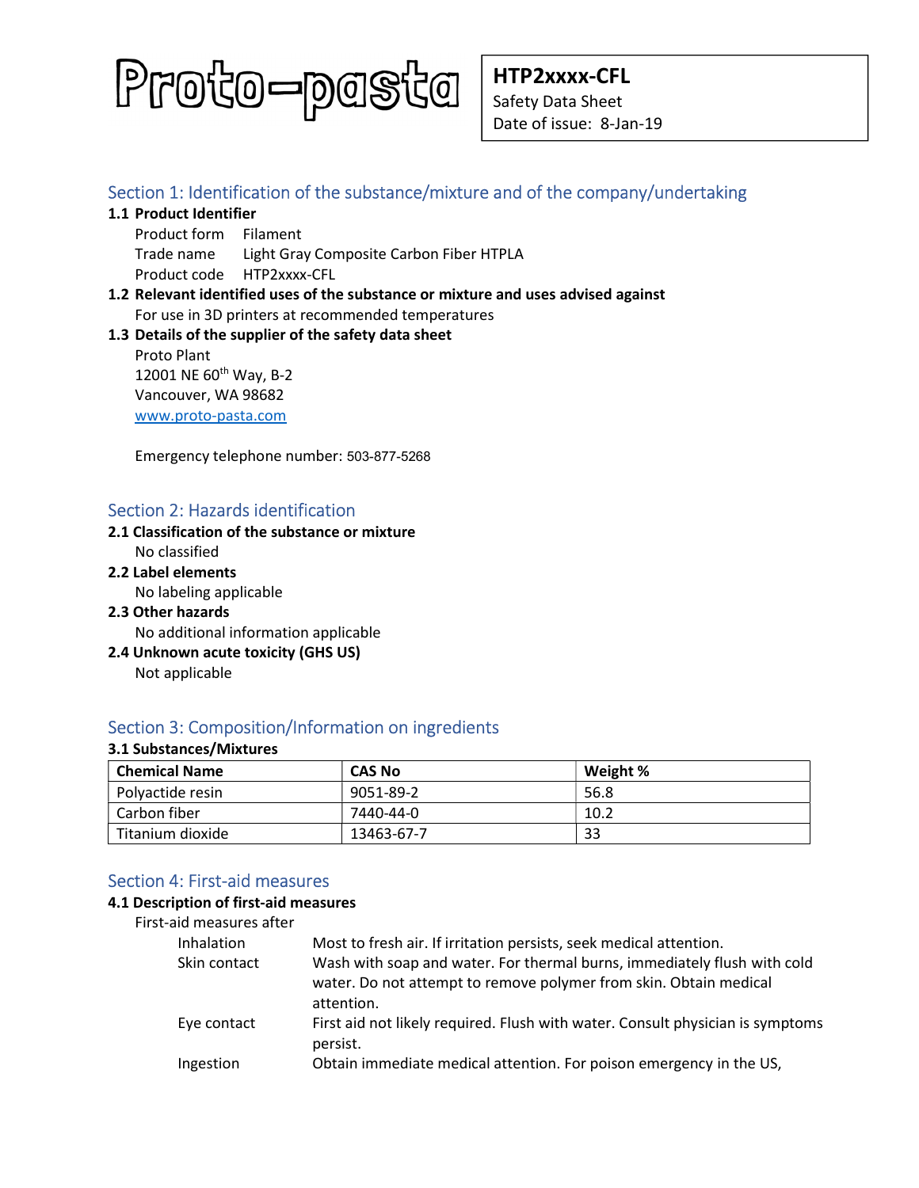# Proto-pasta

**HTP2xxxx-CFL**
Safety Data Sheet
Date of issue: 8-Jan-19

## Section 1: Identification of the substance/mixture and of the company/undertaking

### 1.1 Product Identifier

Product form Filament
Trade name Light Gray Composite Carbon Fiber HTPLA
Product code HTP2xxxx-CFL

### 1.2 Relevant identified uses of the substance or mixture and uses advised against

For use in 3D printers at recommended temperatures

### 1.3 Details of the supplier of the safety data sheet

Proto Plant
12001 NE 60th Way, B-2
Vancouver, WA 98682
www.proto-pasta.com

Emergency telephone number: 503-877-5268

## Section 2: Hazards identification

### 2.1 Classification of the substance or mixture

No classified

### 2.2 Label elements

No labeling applicable

### 2.3 Other hazards

No additional information applicable

### 2.4 Unknown acute toxicity (GHS US)

Not applicable

## Section 3: Composition/Information on ingredients

### 3.1 Substances/Mixtures

| Chemical Name | CAS No | Weight % |
|---|---|---|
| Polyactide resin | 9051-89-2 | 56.8 |
| Carbon fiber | 7440-44-0 | 10.2 |
| Titanium dioxide | 13463-67-7 | 33 |

## Section 4: First-aid measures

### 4.1 Description of first-aid measures

First-aid measures after

| | |
|---|---|
| Inhalation | Most to fresh air. If irritation persists, seek medical attention. |
| Skin contact | Wash with soap and water. For thermal burns, immediately flush with cold water. Do not attempt to remove polymer from skin. Obtain medical attention. |
| Eye contact | First aid not likely required. Flush with water. Consult physician is symptoms persist. |
| Ingestion | Obtain immediate medical attention. For poison emergency in the US, |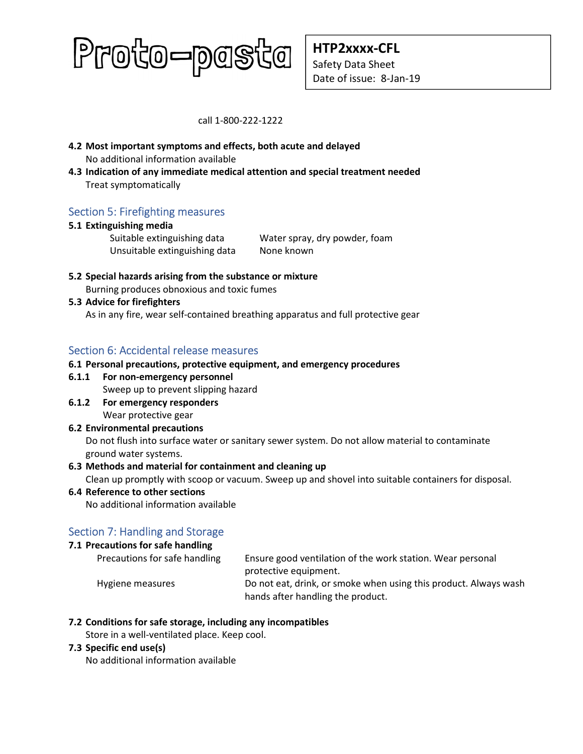call 1-800-222-1222

**4.2 Most important symptoms and effects, both acute and delayed**

No additional information available

**4.3 Indication of any immediate medical attention and special treatment needed**

Treat symptomatically

## Section 5: Firefighting measures

**5.1 Extinguishing media**

| | |
|---|---|
| Suitable extinguishing data | Water spray, dry powder, foam |
| Unsuitable extinguishing data | None known |

**5.2 Special hazards arising from the substance or mixture**

Burning produces obnoxious and toxic fumes

**5.3 Advice for firefighters**

As in any fire, wear self-contained breathing apparatus and full protective gear

## Section 6: Accidental release measures

**6.1 Personal precautions, protective equipment, and emergency procedures**

**6.1.1 For non-emergency personnel**

Sweep up to prevent slipping hazard

**6.1.2 For emergency responders**

Wear protective gear

**6.2 Environmental precautions**

Do not flush into surface water or sanitary sewer system. Do not allow material to contaminate ground water systems.

**6.3 Methods and material for containment and cleaning up**

Clean up promptly with scoop or vacuum. Sweep up and shovel into suitable containers for disposal.

**6.4 Reference to other sections**

No additional information available

## Section 7: Handling and Storage

**7.1 Precautions for safe handling**

| | |
|---|---|
| Precautions for safe handling | Ensure good ventilation of the work station. Wear personal protective equipment. |
| Hygiene measures | Do not eat, drink, or smoke when using this product. Always wash hands after handling the product. |

**7.2 Conditions for safe storage, including any incompatibles**

Store in a well-ventilated place. Keep cool.

**7.3 Specific end use(s)**

No additional information available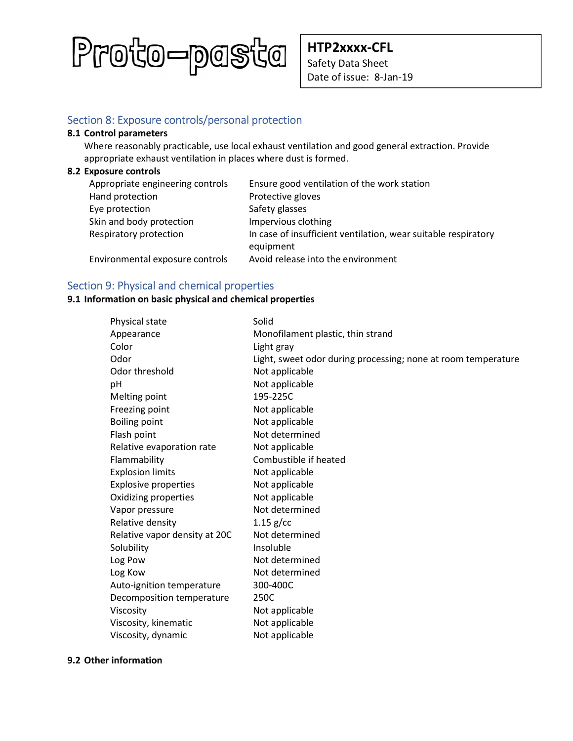## Section 8: Exposure controls/personal protection

### 8.1 Control parameters

Where reasonably practicable, use local exhaust ventilation and good general extraction. Provide appropriate exhaust ventilation in places where dust is formed.

### 8.2 Exposure controls

| | |
|---|---|
| Appropriate engineering controls | Ensure good ventilation of the work station |
| Hand protection | Protective gloves |
| Eye protection | Safety glasses |
| Skin and body protection | Impervious clothing |
| Respiratory protection | In case of insufficient ventilation, wear suitable respiratory equipment |
| Environmental exposure controls | Avoid release into the environment |

## Section 9: Physical and chemical properties

### 9.1 Information on basic physical and chemical properties

| | |
|---|---|
| Physical state | Solid |
| Appearance | Monofilament plastic, thin strand |
| Color | Light gray |
| Odor | Light, sweet odor during processing; none at room temperature |
| Odor threshold | Not applicable |
| pH | Not applicable |
| Melting point | 195-225C |
| Freezing point | Not applicable |
| Boiling point | Not applicable |
| Flash point | Not determined |
| Relative evaporation rate | Not applicable |
| Flammability | Combustible if heated |
| Explosion limits | Not applicable |
| Explosive properties | Not applicable |
| Oxidizing properties | Not applicable |
| Vapor pressure | Not determined |
| Relative density | 1.15 g/cc |
| Relative vapor density at 20C | Not determined |
| Solubility | Insoluble |
| Log Pow | Not determined |
| Log Kow | Not determined |
| Auto-ignition temperature | 300-400C |
| Decomposition temperature | 250C |
| Viscosity | Not applicable |
| Viscosity, kinematic | Not applicable |
| Viscosity, dynamic | Not applicable |

### 9.2 Other information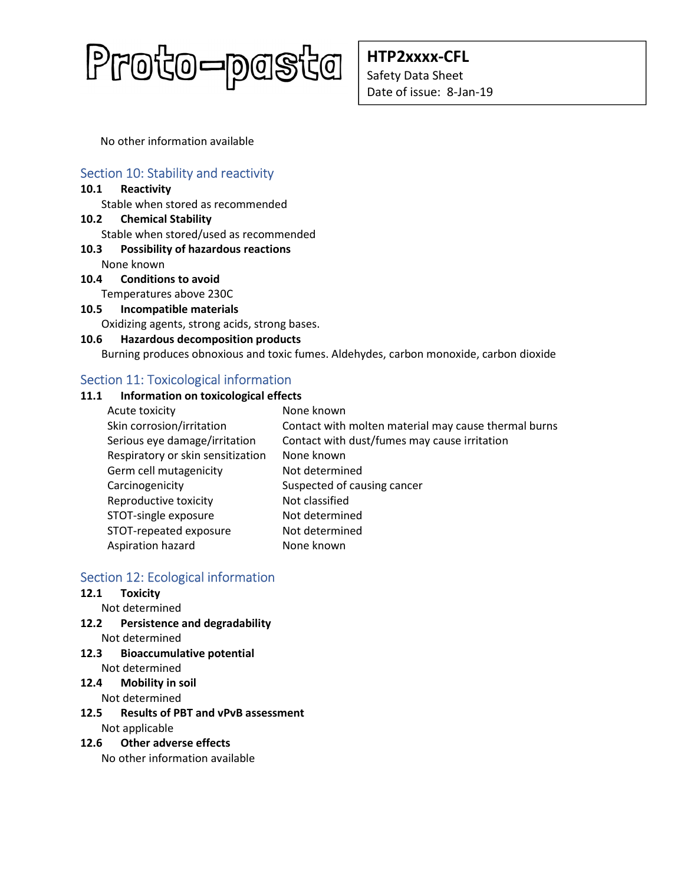No other information available

## Section 10: Stability and reactivity

**10.1 Reactivity**

Stable when stored as recommended

**10.2 Chemical Stability**

Stable when stored/used as recommended

**10.3 Possibility of hazardous reactions**

None known

**10.4 Conditions to avoid**

Temperatures above 230C

**10.5 Incompatible materials**

Oxidizing agents, strong acids, strong bases.

**10.6 Hazardous decomposition products**

Burning produces obnoxious and toxic fumes. Aldehydes, carbon monoxide, carbon dioxide

## Section 11: Toxicological information

**11.1 Information on toxicological effects**

| | |
|---|---|
| Acute toxicity | None known |
| Skin corrosion/irritation | Contact with molten material may cause thermal burns |
| Serious eye damage/irritation | Contact with dust/fumes may cause irritation |
| Respiratory or skin sensitization | None known |
| Germ cell mutagenicity | Not determined |
| Carcinogenicity | Suspected of causing cancer |
| Reproductive toxicity | Not classified |
| STOT-single exposure | Not determined |
| STOT-repeated exposure | Not determined |
| Aspiration hazard | None known |

## Section 12: Ecological information

**12.1 Toxicity**

Not determined

**12.2 Persistence and degradability**

Not determined

**12.3 Bioaccumulative potential**

Not determined

**12.4 Mobility in soil**

Not determined

**12.5 Results of PBT and vPvB assessment**

Not applicable

**12.6 Other adverse effects**

No other information available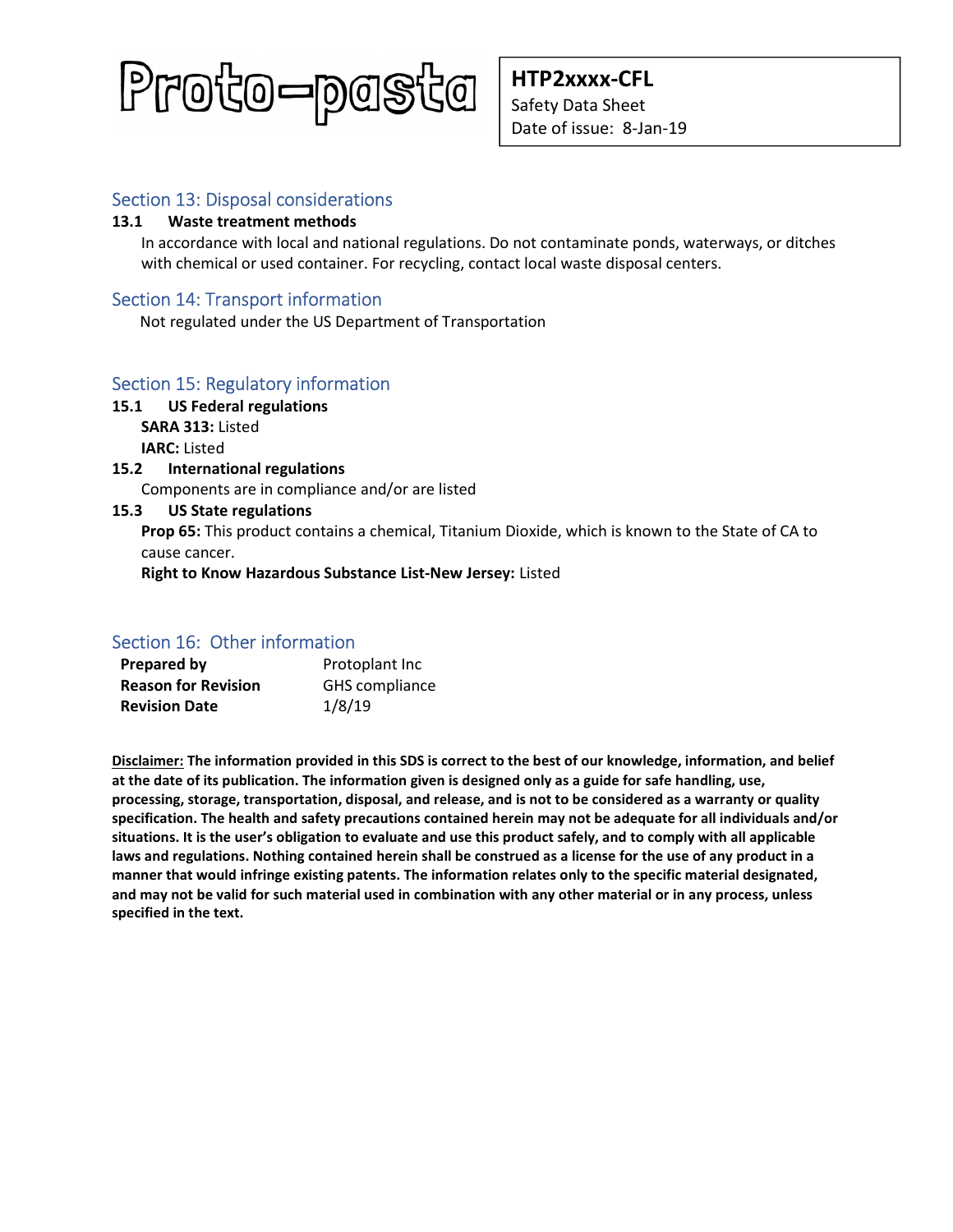## Section 13: Disposal considerations

**13.1 Waste treatment methods**

In accordance with local and national regulations. Do not contaminate ponds, waterways, or ditches with chemical or used container. For recycling, contact local waste disposal centers.

## Section 14: Transport information

Not regulated under the US Department of Transportation

## Section 15: Regulatory information

**15.1 US Federal regulations**

**SARA 313:** Listed

**IARC:** Listed

**15.2 International regulations**

Components are in compliance and/or are listed

**15.3 US State regulations**

**Prop 65:** This product contains a chemical, Titanium Dioxide, which is known to the State of CA to cause cancer.

**Right to Know Hazardous Substance List-New Jersey:** Listed

## Section 16: Other information

| | |
|---|---|
| **Prepared by** | Protoplant Inc |
| **Reason for Revision** | GHS compliance |
| **Revision Date** | 1/8/19 |

**Disclaimer:** **The information provided in this SDS is correct to the best of our knowledge, information, and belief at the date of its publication. The information given is designed only as a guide for safe handling, use, processing, storage, transportation, disposal, and release, and is not to be considered as a warranty or quality specification. The health and safety precautions contained herein may not be adequate for all individuals and/or situations. It is the user's obligation to evaluate and use this product safely, and to comply with all applicable laws and regulations. Nothing contained herein shall be construed as a license for the use of any product in a manner that would infringe existing patents. The information relates only to the specific material designated, and may not be valid for such material used in combination with any other material or in any process, unless specified in the text.**